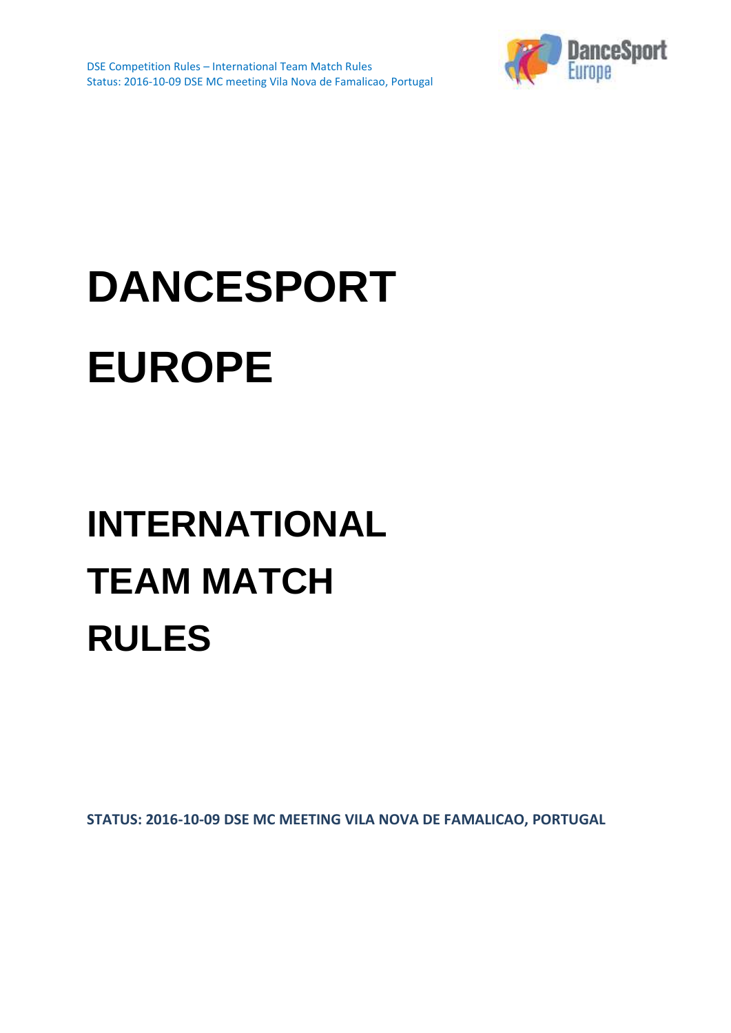# DANCESPORT EUROPE

# INTERNATIONAL TEAM MATCH RULES

**STATUS: 2016-10-09 DSE MC MEETING VILA NOVA DE FAMALICAO, PORTUGAL**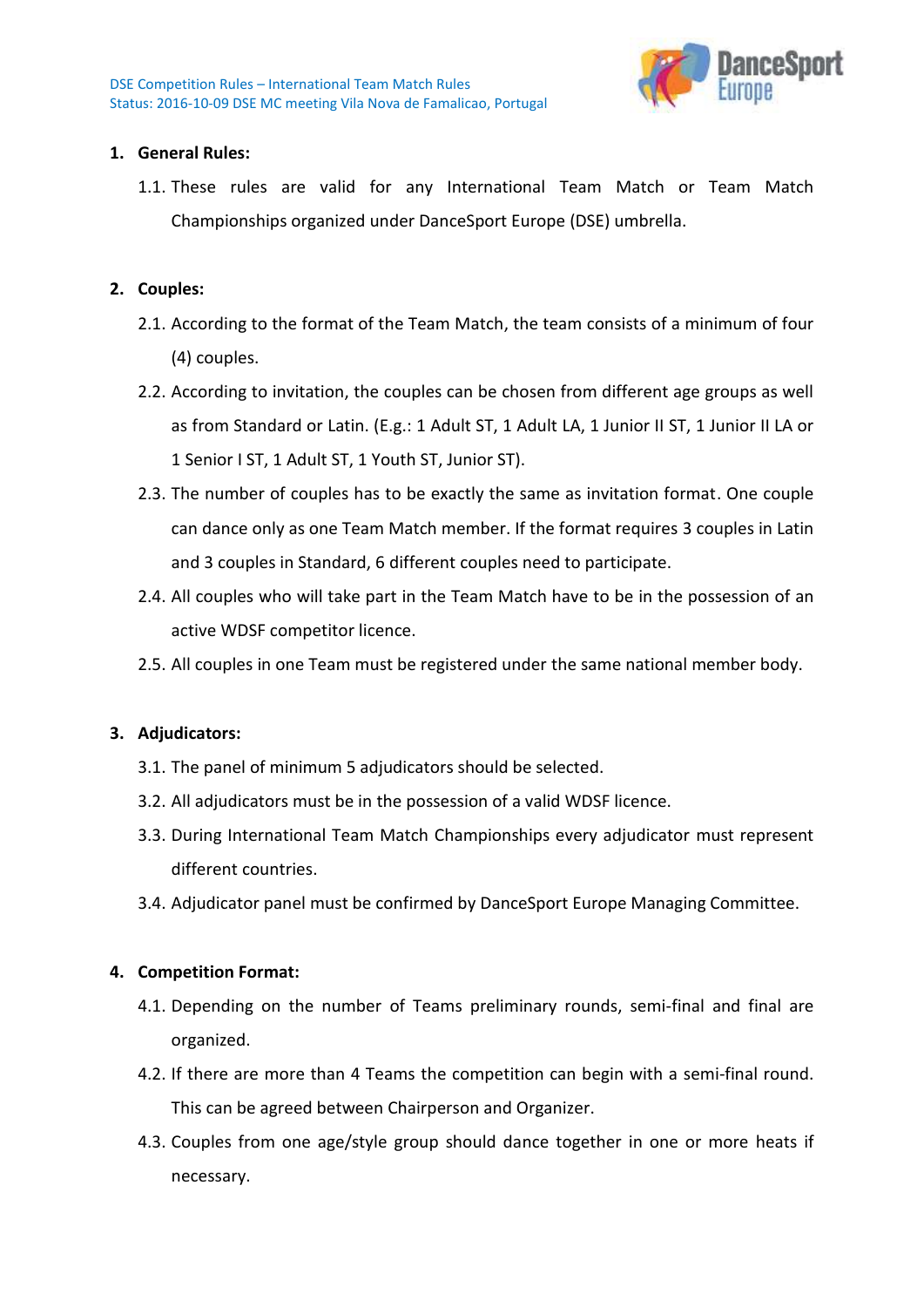1. **General Rules:**

    1.1. These rules are valid for any International Team Match or Team Match Championships organized under DanceSport Europe (DSE) umbrella.

2. **Couples:**

    2.1. According to the format of the Team Match, the team consists of a minimum of four (4) couples.

    2.2. According to invitation, the couples can be chosen from different age groups as well as from Standard or Latin. (E.g.: 1 Adult ST, 1 Adult LA, 1 Junior II ST, 1 Junior II LA or 1 Senior I ST, 1 Adult ST, 1 Youth ST, Junior ST).

    2.3. The number of couples has to be exactly the same as invitation format. One couple can dance only as one Team Match member. If the format requires 3 couples in Latin and 3 couples in Standard, 6 different couples need to participate.

    2.4. All couples who will take part in the Team Match have to be in the possession of an active WDSF competitor licence.

    2.5. All couples in one Team must be registered under the same national member body.

3. **Adjudicators:**

    3.1. The panel of minimum 5 adjudicators should be selected.

    3.2. All adjudicators must be in the possession of a valid WDSF licence.

    3.3. During International Team Match Championships every adjudicator must represent different countries.

    3.4. Adjudicator panel must be confirmed by DanceSport Europe Managing Committee.

4. **Competition Format:**

    4.1. Depending on the number of Teams preliminary rounds, semi-final and final are organized.

    4.2. If there are more than 4 Teams the competition can begin with a semi-final round. This can be agreed between Chairperson and Organizer.

    4.3. Couples from one age/style group should dance together in one or more heats if necessary.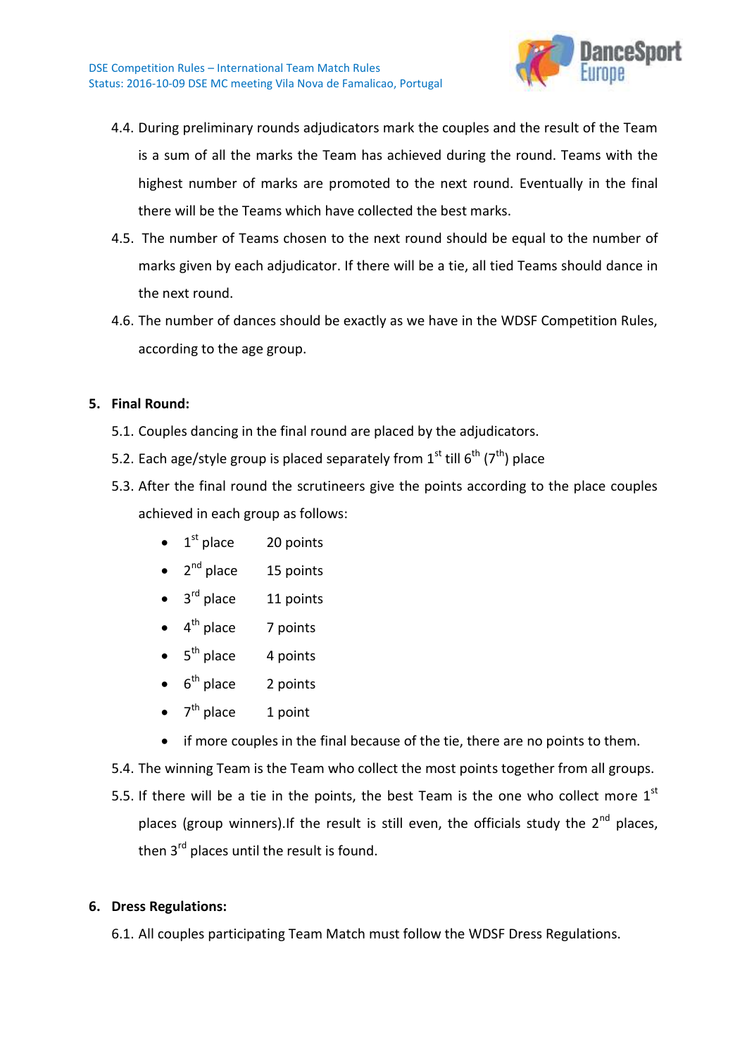4.4. During preliminary rounds adjudicators mark the couples and the result of the Team is a sum of all the marks the Team has achieved during the round. Teams with the highest number of marks are promoted to the next round. Eventually in the final there will be the Teams which have collected the best marks.

4.5. The number of Teams chosen to the next round should be equal to the number of marks given by each adjudicator. If there will be a tie, all tied Teams should dance in the next round.

4.6. The number of dances should be exactly as we have in the WDSF Competition Rules, according to the age group.

## 5. Final Round:

5.1. Couples dancing in the final round are placed by the adjudicators.

5.2. Each age/style group is placed separately from 1st till 6th (7th) place

5.3. After the final round the scrutineers give the points according to the place couples achieved in each group as follows:

- 1st place 20 points
- 2nd place 15 points
- 3rd place 11 points
- 4th place 7 points
- 5th place 4 points
- 6th place 2 points
- 7th place 1 point
- if more couples in the final because of the tie, there are no points to them.

5.4. The winning Team is the Team who collect the most points together from all groups.

5.5. If there will be a tie in the points, the best Team is the one who collect more 1st places (group winners).If the result is still even, the officials study the 2nd places, then 3rd places until the result is found.

## 6. Dress Regulations:

6.1. All couples participating Team Match must follow the WDSF Dress Regulations.